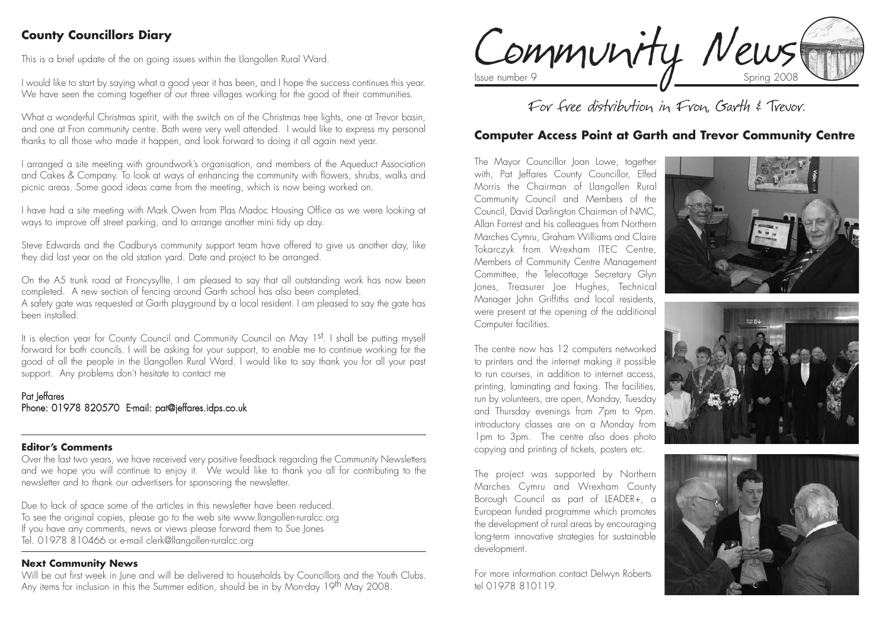## County Councillors Diary

This is a brief update of the on going issues within the Llangollen Rural Ward.

I would like to start by saying what a good year it has been, and I hope the success continues this year. We have seen the coming together of our three villages working for the good of their communities.

What a wonderful Christmas spirit, with the switch on of the Christmas tree lights, one at Trevor basin, and one at Fron community centre. Both were very well attended. I would like to express my personal thanks to all those who made it happen, and look forward to doing it all again next year.

I arranged a site meeting with groundwork's organisation, and members of the Aqueduct Association and Cakes & Company. To look at ways of enhancing the community with flowers, shrubs, walks and picnic areas. Some good ideas came from the meeting, which is now being worked on.

I have had a site meeting with Mark Owen from Plas Madoc Housing Office as we were looking at ways to improve off street parking, and to arrange another mini tidy up day.

Steve Edwards and the Cadburys community support team have offered to give us another day, like they did last year on the old station yard. Date and project to be arranged.

On the A5 trunk road at Froncysyllte, I am pleased to say that all outstanding work has now been completed. A new section of fencing around Garth school has also been completed.
A safety gate was requested at Garth playground by a local resident. I am pleased to say the gate has been installed.

It is election year for County Council and Community Council on May 1st. I shall be putting myself forward for both councils. I will be asking for your support, to enable me to continue working for the good of all the people in the Llangollen Rural Ward. I would like to say thank you for all your past support. Any problems don't hesitate to contact me

Pat Jeffares
Phone: 01978 820570 E-mail: pat@jeffares.idps.co.uk

### Editor's Comments

Over the last two years, we have received very positive feedback regarding the Community Newsletters and we hope you will continue to enjoy it. We would like to thank you all for contributing to the newsletter and to thank our advertisers for sponsoring the newsletter.

Due to lack of space some of the articles in this newsletter have been reduced.
To see the original copies, please go to the web site www.llangollen-ruralcc.org
If you have any comments, news or views please forward them to Sue Jones
Tel. 01978 810466 or e-mail clerk@llangollen-ruralcc.org

### Next Community News

Will be out first week in June and will be delivered to households by Councillors and the Youth Clubs. Any items for inclusion in this the Summer edition, should be in by Mon-day 19th May 2008.

# Community News

Issue number 9 — Spring 2008

For free distribution in Fron, Garth & Trevor.

## Computer Access Point at Garth and Trevor Community Centre

The Mayor Councillor Joan Lowe, together with, Pat Jeffares County Councillor, Elfed Morris the Chairman of Llangollen Rural Community Council and Members of the Council, David Darlington Chairman of NMC, Allan Forrest and his colleagues from Northern Marches Cymru, Graham Williams and Claire Tokarczyk from Wrexham ITEC Centre, Members of Community Centre Management Committee, the Telecottage Secretary Glyn Jones, Treasurer Joe Hughes, Technical Manager John Griffiths and local residents, were present at the opening of the additional Computer facilities.

The centre now has 12 computers networked to printers and the internet making it possible to run courses, in addition to internet access, printing, laminating and faxing. The facilities, run by volunteers, are open, Monday, Tuesday and Thursday evenings from 7pm to 9pm. introductory classes are on a Monday from 1pm to 3pm. The centre also does photo copying and printing of tickets, posters etc.

The project was supported by Northern Marches Cymru and Wrexham County Borough Council as part of LEADER+, a European funded programme which promotes the development of rural areas by encouraging long-term innovative strategies for sustainable development.

For more information contact Delwyn Roberts tel 01978 810119.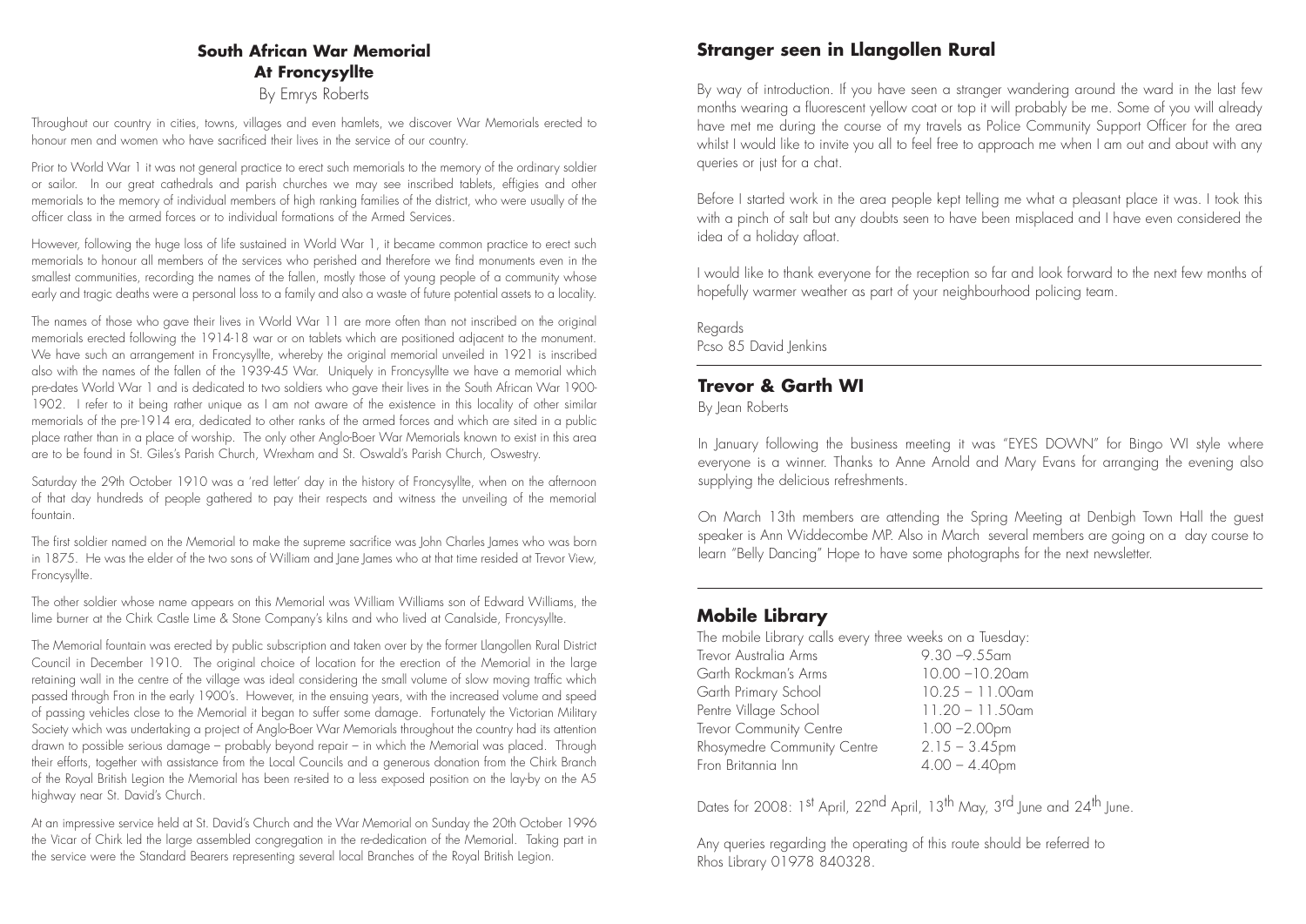## South African War Memorial At Froncysyllte

By Emrys Roberts

Throughout our country in cities, towns, villages and even hamlets, we discover War Memorials erected to honour men and women who have sacrificed their lives in the service of our country.

Prior to World War 1 it was not general practice to erect such memorials to the memory of the ordinary soldier or sailor. In our great cathedrals and parish churches we may see inscribed tablets, effigies and other memorials to the memory of individual members of high ranking families of the district, who were usually of the officer class in the armed forces or to individual formations of the Armed Services.

However, following the huge loss of life sustained in World War 1, it became common practice to erect such memorials to honour all members of the services who perished and therefore we find monuments even in the smallest communities, recording the names of the fallen, mostly those of young people of a community whose early and tragic deaths were a personal loss to a family and also a waste of future potential assets to a locality.

The names of those who gave their lives in World War 11 are more often than not inscribed on the original memorials erected following the 1914-18 war or on tablets which are positioned adjacent to the monument. We have such an arrangement in Froncysyllte, whereby the original memorial unveiled in 1921 is inscribed also with the names of the fallen of the 1939-45 War. Uniquely in Froncysyllte we have a memorial which pre-dates World War 1 and is dedicated to two soldiers who gave their lives in the South African War 1900-1902. I refer to it being rather unique as I am not aware of the existence in this locality of other similar memorials of the pre-1914 era, dedicated to other ranks of the armed forces and which are sited in a public place rather than in a place of worship. The only other Anglo-Boer War Memorials known to exist in this area are to be found in St. Giles's Parish Church, Wrexham and St. Oswald's Parish Church, Oswestry.

Saturday the 29th October 1910 was a 'red letter' day in the history of Froncysyllte, when on the afternoon of that day hundreds of people gathered to pay their respects and witness the unveiling of the memorial fountain.

The first soldier named on the Memorial to make the supreme sacrifice was John Charles James who was born in 1875. He was the elder of the two sons of William and Jane James who at that time resided at Trevor View, Froncysyllte.

The other soldier whose name appears on this Memorial was William Williams son of Edward Williams, the lime burner at the Chirk Castle Lime & Stone Company's kilns and who lived at Canalside, Froncysyllte.

The Memorial fountain was erected by public subscription and taken over by the former Llangollen Rural District Council in December 1910. The original choice of location for the erection of the Memorial in the large retaining wall in the centre of the village was ideal considering the small volume of slow moving traffic which passed through Fron in the early 1900's. However, in the ensuing years, with the increased volume and speed of passing vehicles close to the Memorial it began to suffer some damage. Fortunately the Victorian Military Society which was undertaking a project of Anglo-Boer War Memorials throughout the country had its attention drawn to possible serious damage – probably beyond repair – in which the Memorial was placed. Through their efforts, together with assistance from the Local Councils and a generous donation from the Chirk Branch of the Royal British Legion the Memorial has been re-sited to a less exposed position on the lay-by on the A5 highway near St. David's Church.

At an impressive service held at St. David's Church and the War Memorial on Sunday the 20th October 1996 the Vicar of Chirk led the large assembled congregation in the re-dedication of the Memorial. Taking part in the service were the Standard Bearers representing several local Branches of the Royal British Legion.

## Stranger seen in Llangollen Rural

By way of introduction. If you have seen a stranger wandering around the ward in the last few months wearing a fluorescent yellow coat or top it will probably be me. Some of you will already have met me during the course of my travels as Police Community Support Officer for the area whilst I would like to invite you all to feel free to approach me when I am out and about with any queries or just for a chat.

Before I started work in the area people kept telling me what a pleasant place it was. I took this with a pinch of salt but any doubts seen to have been misplaced and I have even considered the idea of a holiday afloat.

I would like to thank everyone for the reception so far and look forward to the next few months of hopefully warmer weather as part of your neighbourhood policing team.

Regards
Pcso 85 David Jenkins

## Trevor & Garth WI

By Jean Roberts

In January following the business meeting it was "EYES DOWN" for Bingo WI style where everyone is a winner. Thanks to Anne Arnold and Mary Evans for arranging the evening also supplying the delicious refreshments.

On March 13th members are attending the Spring Meeting at Denbigh Town Hall the guest speaker is Ann Widdecombe MP. Also in March several members are going on a day course to learn "Belly Dancing" Hope to have some photographs for the next newsletter.

## Mobile Library

The mobile Library calls every three weeks on a Tuesday:

| | |
|---|---|
| Trevor Australia Arms | 9.30 –9.55am |
| Garth Rockman's Arms | 10.00 –10.20am |
| Garth Primary School | 10.25 – 11.00am |
| Pentre Village School | 11.20 – 11.50am |
| Trevor Community Centre | 1.00 –2.00pm |
| Rhosymedre Community Centre | 2.15 – 3.45pm |
| Fron Britannia Inn | 4.00 – 4.40pm |

Dates for 2008: 1st April, 22nd April, 13th May, 3rd June and 24th June.

Any queries regarding the operating of this route should be referred to Rhos Library 01978 840328.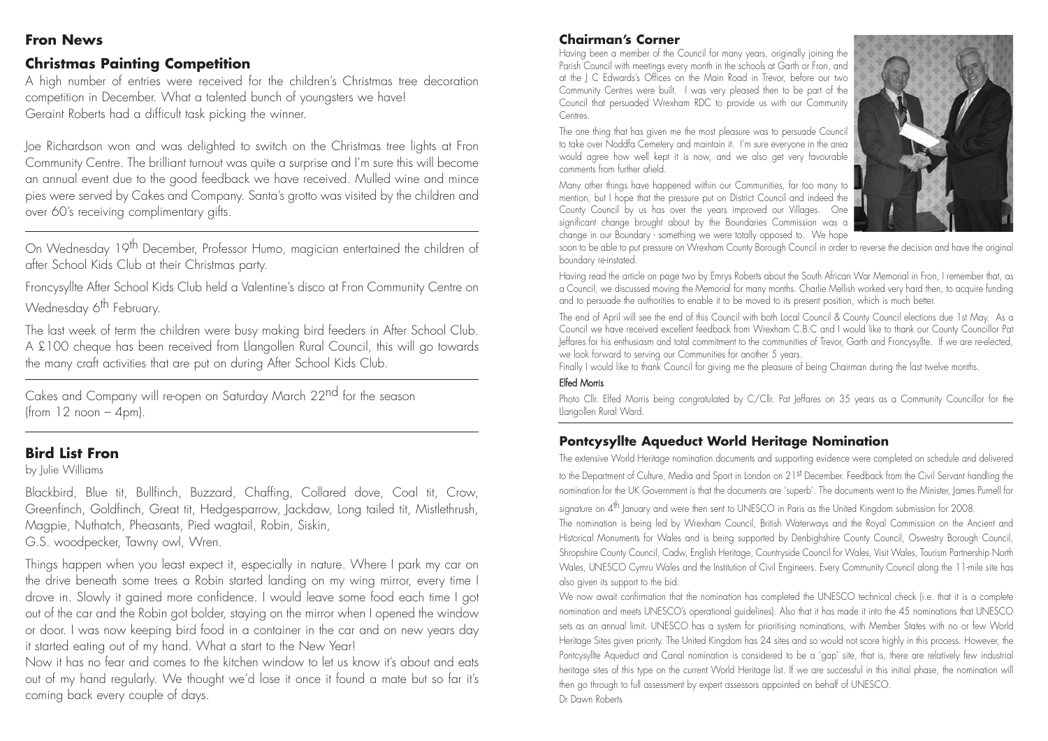# Fron News

## Christmas Painting Competition

A high number of entries were received for the children's Christmas tree decoration competition in December. What a talented bunch of youngsters we have! Geraint Roberts had a difficult task picking the winner.

Joe Richardson won and was delighted to switch on the Christmas tree lights at Fron Community Centre. The brilliant turnout was quite a surprise and I'm sure this will become an annual event due to the good feedback we have received. Mulled wine and mince pies were served by Cakes and Company. Santa's grotto was visited by the children and over 60's receiving complimentary gifts.

---

On Wednesday 19th December, Professor Humo, magician entertained the children of after School Kids Club at their Christmas party.

Froncysyllte After School Kids Club held a Valentine's disco at Fron Community Centre on Wednesday 6th February.

The last week of term the children were busy making bird feeders in After School Club. A £100 cheque has been received from Llangollen Rural Council, this will go towards the many craft activities that are put on during After School Kids Club.

---

Cakes and Company will re-open on Saturday March 22nd for the season (from 12 noon – 4pm).

---

## Bird List Fron

by Julie Williams

Blackbird, Blue tit, Bullfinch, Buzzard, Chaffing, Collared dove, Coal tit, Crow, Greenfinch, Goldfinch, Great tit, Hedgesparrow, Jackdaw, Long tailed tit, Mistlethrush, Magpie, Nuthatch, Pheasants, Pied wagtail, Robin, Siskin, G.S. woodpecker, Tawny owl, Wren.

Things happen when you least expect it, especially in nature. Where I park my car on the drive beneath some trees a Robin started landing on my wing mirror, every time I drove in. Slowly it gained more confidence. I would leave some food each time I got out of the car and the Robin got bolder, staying on the mirror when I opened the window or door. I was now keeping bird food in a container in the car and on new years day it started eating out of my hand. What a start to the New Year!

Now it has no fear and comes to the kitchen window to let us know it's about and eats out of my hand regularly. We thought we'd lose it once it found a mate but so far it's coming back every couple of days.

## Chairman's Corner

Having been a member of the Council for many years, originally joining the Parish Council with meetings every month in the schools at Garth or Fron, and at the J C Edwards's Offices on the Main Road in Trevor, before our two Community Centres were built. I was very pleased then to be part of the Council that persuaded Wrexham RDC to provide us with our Community Centres.

The one thing that has given me the most pleasure was to persuade Council to take over Noddfa Cemetery and maintain it. I'm sure everyone in the area would agree how well kept it is now, and we also get very favourable comments from further afield.

Many other things have happened within our Communities, far too many to mention, but I hope that the pressure put on District Council and indeed the County Council by us has over the years improved our Villages. One significant change brought about by the Boundaries Commission was a change in our Boundary - something we were totally opposed to. We hope soon to be able to put pressure on Wrexham County Borough Council in order to reverse the decision and have the original boundary re-instated.

Having read the article on page two by Emrys Roberts about the South African War Memorial in Fron, I remember that, as a Council, we discussed moving the Memorial for many months. Charlie Mellish worked very hard then, to acquire funding and to persuade the authorities to enable it to be moved to its present position, which is much better.

The end of April will see the end of this Council with both Local Council & County Council elections due 1st May. As a Council we have received excellent feedback from Wrexham C.B.C and I would like to thank our County Councillor Pat Jeffares for his enthusiasm and total commitment to the communities of Trevor, Garth and Froncysyllte. If we are re-elected, we look forward to serving our Communities for another 5 years.

Finally I would like to thank Council for giving me the pleasure of being Chairman during the last twelve months.

**Elfed Morris**

Photo Cllr. Elfed Morris being congratulated by C/Cllr. Pat Jeffares on 35 years as a Community Councillor for the Llangollen Rural Ward.

---

## Pontcysyllte Aqueduct World Heritage Nomination

The extensive World Heritage nomination documents and supporting evidence were completed on schedule and delivered to the Department of Culture, Media and Sport in London on 21st December. Feedback from the Civil Servant handling the nomination for the UK Government is that the documents are 'superb'. The documents went to the Minister, James Purnell for signature on 4th January and were then sent to UNESCO in Paris as the United Kingdom submission for 2008.

The nomination is being led by Wrexham Council, British Waterways and the Royal Commission on the Ancient and Historical Monuments for Wales and is being supported by Denbighshire County Council, Oswestry Borough Council, Shropshire County Council, Cadw, English Heritage, Countryside Council for Wales, Visit Wales, Tourism Partnership North Wales, UNESCO Cymru Wales and the Institution of Civil Engineers. Every Community Council along the 11-mile site has also given its support to the bid.

We now await confirmation that the nomination has completed the UNESCO technical check (i.e. that it is a complete nomination and meets UNESCO's operational guidelines). Also that it has made it into the 45 nominations that UNESCO sets as an annual limit. UNESCO has a system for prioritising nominations, with Member States with no or few World Heritage Sites given priority. The United Kingdom has 24 sites and so would not score highly in this process. However, the Pontcysyllte Aqueduct and Canal nomination is considered to be a 'gap' site, that is, there are relatively few industrial heritage sites of this type on the current World Heritage list. If we are successful in this initial phase, the nomination will then go through to full assessment by expert assessors appointed on behalf of UNESCO.

Dr Dawn Roberts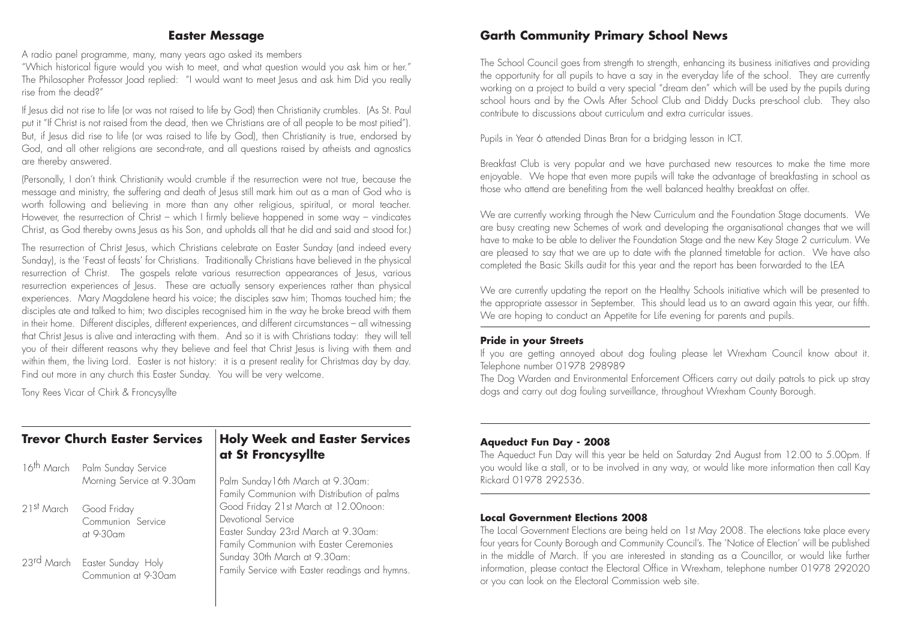## Easter Message

A radio panel programme, many, many years ago asked its members

"Which historical figure would you wish to meet, and what question would you ask him or her." The Philosopher Professor Joad replied: "I would want to meet Jesus and ask him Did you really rise from the dead?"

If Jesus did not rise to life (or was not raised to life by God) then Christianity crumbles. (As St. Paul put it "If Christ is not raised from the dead, then we Christians are of all people to be most pitied"). But, if Jesus did rise to life (or was raised to life by God), then Christianity is true, endorsed by God, and all other religions are second-rate, and all questions raised by atheists and agnostics are thereby answered.

(Personally, I don't think Christianity would crumble if the resurrection were not true, because the message and ministry, the suffering and death of Jesus still mark him out as a man of God who is worth following and believing in more than any other religious, spiritual, or moral teacher. However, the resurrection of Christ – which I firmly believe happened in some way – vindicates Christ, as God thereby owns Jesus as his Son, and upholds all that he did and said and stood for.)

The resurrection of Christ Jesus, which Christians celebrate on Easter Sunday (and indeed every Sunday), is the 'Feast of feasts' for Christians. Traditionally Christians have believed in the physical resurrection of Christ. The gospels relate various resurrection appearances of Jesus, various resurrection experiences of Jesus. These are actually sensory experiences rather than physical experiences. Mary Magdalene heard his voice; the disciples saw him; Thomas touched him; the disciples ate and talked to him; two disciples recognised him in the way he broke bread with them in their home. Different disciples, different experiences, and different circumstances – all witnessing that Christ Jesus is alive and interacting with them. And so it is with Christians today: they will tell you of their different reasons why they believe and feel that Christ Jesus is living with them and within them, the living Lord. Easter is not history: it is a present reality for Christmas day by day. Find out more in any church this Easter Sunday. You will be very welcome.

Tony Rees Vicar of Chirk & Froncysyllte

## Trevor Church Easter Services

| | |
|---|---|
| 16th March | Palm Sunday Service<br>Morning Service at 9.30am |
| 21st March | Good Friday<br>Communion Service<br>at 9-30am |
| 23rd March | Easter Sunday Holy<br>Communion at 9-30am |

## Holy Week and Easter Services at St Froncysyllte

Palm Sunday16th March at 9.30am:
Family Communion with Distribution of palms

Good Friday 21st March at 12.00noon:
Devotional Service

Easter Sunday 23rd March at 9.30am:
Family Communion with Easter Ceremonies

Sunday 30th March at 9.30am:
Family Service with Easter readings and hymns.

## Garth Community Primary School News

The School Council goes from strength to strength, enhancing its business initiatives and providing the opportunity for all pupils to have a say in the everyday life of the school. They are currently working on a project to build a very special "dream den" which will be used by the pupils during school hours and by the Owls After School Club and Diddy Ducks pre-school club. They also contribute to discussions about curriculum and extra curricular issues.

Pupils in Year 6 attended Dinas Bran for a bridging lesson in ICT.

Breakfast Club is very popular and we have purchased new resources to make the time more enjoyable. We hope that even more pupils will take the advantage of breakfasting in school as those who attend are benefiting from the well balanced healthy breakfast on offer.

We are currently working through the New Curriculum and the Foundation Stage documents. We are busy creating new Schemes of work and developing the organisational changes that we will have to make to be able to deliver the Foundation Stage and the new Key Stage 2 curriculum. We are pleased to say that we are up to date with the planned timetable for action. We have also completed the Basic Skills audit for this year and the report has been forwarded to the LEA

We are currently updating the report on the Healthy Schools initiative which will be presented to the appropriate assessor in September. This should lead us to an award again this year, our fifth. We are hoping to conduct an Appetite for Life evening for parents and pupils.

### Pride in your Streets

If you are getting annoyed about dog fouling please let Wrexham Council know about it. Telephone number 01978 298989

The Dog Warden and Environmental Enforcement Officers carry out daily patrols to pick up stray dogs and carry out dog fouling surveillance, throughout Wrexham County Borough.

### Aqueduct Fun Day - 2008

The Aqueduct Fun Day will this year be held on Saturday 2nd August from 12.00 to 5.00pm. If you would like a stall, or to be involved in any way, or would like more information then call Kay Rickard 01978 292536.

### Local Government Elections 2008

The Local Government Elections are being held on 1st May 2008. The elections take place every four years for County Borough and Community Council's. The 'Notice of Election' will be published in the middle of March. If you are interested in standing as a Councillor, or would like further information, please contact the Electoral Office in Wrexham, telephone number 01978 292020 or you can look on the Electoral Commission web site.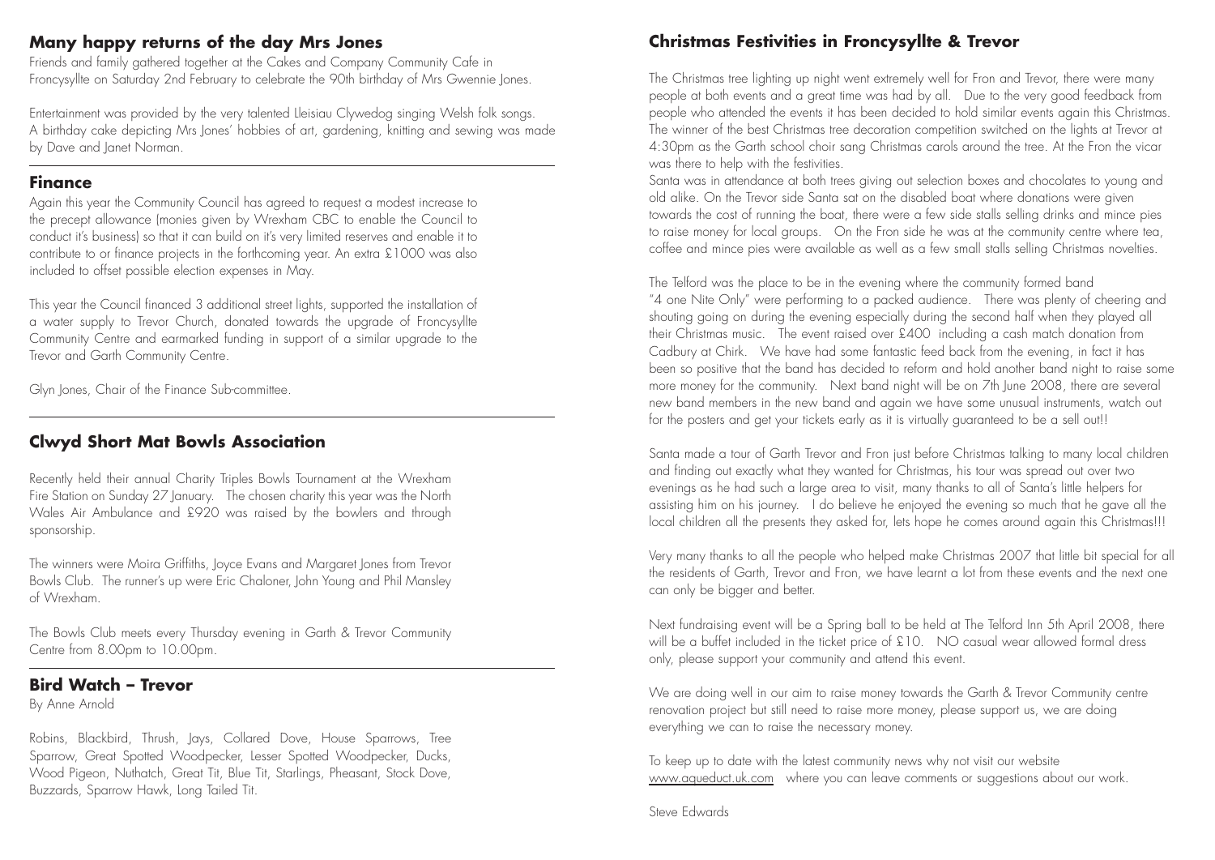## Many happy returns of the day Mrs Jones

Friends and family gathered together at the Cakes and Company Community Cafe in Froncysyllte on Saturday 2nd February to celebrate the 90th birthday of Mrs Gwennie Jones.

Entertainment was provided by the very talented Lleisiau Clywedog singing Welsh folk songs. A birthday cake depicting Mrs Jones' hobbies of art, gardening, knitting and sewing was made by Dave and Janet Norman.

## Finance

Again this year the Community Council has agreed to request a modest increase to the precept allowance (monies given by Wrexham CBC to enable the Council to conduct it's business) so that it can build on it's very limited reserves and enable it to contribute to or finance projects in the forthcoming year. An extra £1000 was also included to offset possible election expenses in May.

This year the Council financed 3 additional street lights, supported the installation of a water supply to Trevor Church, donated towards the upgrade of Froncysyllte Community Centre and earmarked funding in support of a similar upgrade to the Trevor and Garth Community Centre.

Glyn Jones, Chair of the Finance Sub-committee.

## Clwyd Short Mat Bowls Association

Recently held their annual Charity Triples Bowls Tournament at the Wrexham Fire Station on Sunday 27 January. The chosen charity this year was the North Wales Air Ambulance and £920 was raised by the bowlers and through sponsorship.

The winners were Moira Griffiths, Joyce Evans and Margaret Jones from Trevor Bowls Club. The runner's up were Eric Chaloner, John Young and Phil Mansley of Wrexham.

The Bowls Club meets every Thursday evening in Garth & Trevor Community Centre from 8.00pm to 10.00pm.

## Bird Watch – Trevor

By Anne Arnold

Robins, Blackbird, Thrush, Jays, Collared Dove, House Sparrows, Tree Sparrow, Great Spotted Woodpecker, Lesser Spotted Woodpecker, Ducks, Wood Pigeon, Nuthatch, Great Tit, Blue Tit, Starlings, Pheasant, Stock Dove, Buzzards, Sparrow Hawk, Long Tailed Tit.

## Christmas Festivities in Froncysyllte & Trevor

The Christmas tree lighting up night went extremely well for Fron and Trevor, there were many people at both events and a great time was had by all. Due to the very good feedback from people who attended the events it has been decided to hold similar events again this Christmas. The winner of the best Christmas tree decoration competition switched on the lights at Trevor at 4:30pm as the Garth school choir sang Christmas carols around the tree. At the Fron the vicar was there to help with the festivities.

Santa was in attendance at both trees giving out selection boxes and chocolates to young and old alike. On the Trevor side Santa sat on the disabled boat where donations were given towards the cost of running the boat, there were a few side stalls selling drinks and mince pies to raise money for local groups. On the Fron side he was at the community centre where tea, coffee and mince pies were available as well as a few small stalls selling Christmas novelties.

The Telford was the place to be in the evening where the community formed band "4 one Nite Only" were performing to a packed audience. There was plenty of cheering and shouting going on during the evening especially during the second half when they played all their Christmas music. The event raised over £400 including a cash match donation from Cadbury at Chirk. We have had some fantastic feed back from the evening, in fact it has been so positive that the band has decided to reform and hold another band night to raise some more money for the community. Next band night will be on 7th June 2008, there are several new band members in the new band and again we have some unusual instruments, watch out for the posters and get your tickets early as it is virtually guaranteed to be a sell out!!

Santa made a tour of Garth Trevor and Fron just before Christmas talking to many local children and finding out exactly what they wanted for Christmas, his tour was spread out over two evenings as he had such a large area to visit, many thanks to all of Santa's little helpers for assisting him on his journey. I do believe he enjoyed the evening so much that he gave all the local children all the presents they asked for, lets hope he comes around again this Christmas!!!

Very many thanks to all the people who helped make Christmas 2007 that little bit special for all the residents of Garth, Trevor and Fron, we have learnt a lot from these events and the next one can only be bigger and better.

Next fundraising event will be a Spring ball to be held at The Telford Inn 5th April 2008, there will be a buffet included in the ticket price of £10. NO casual wear allowed formal dress only, please support your community and attend this event.

We are doing well in our aim to raise money towards the Garth & Trevor Community centre renovation project but still need to raise more money, please support us, we are doing everything we can to raise the necessary money.

To keep up to date with the latest community news why not visit our website www.aqueduct.uk.com where you can leave comments or suggestions about our work.

Steve Edwards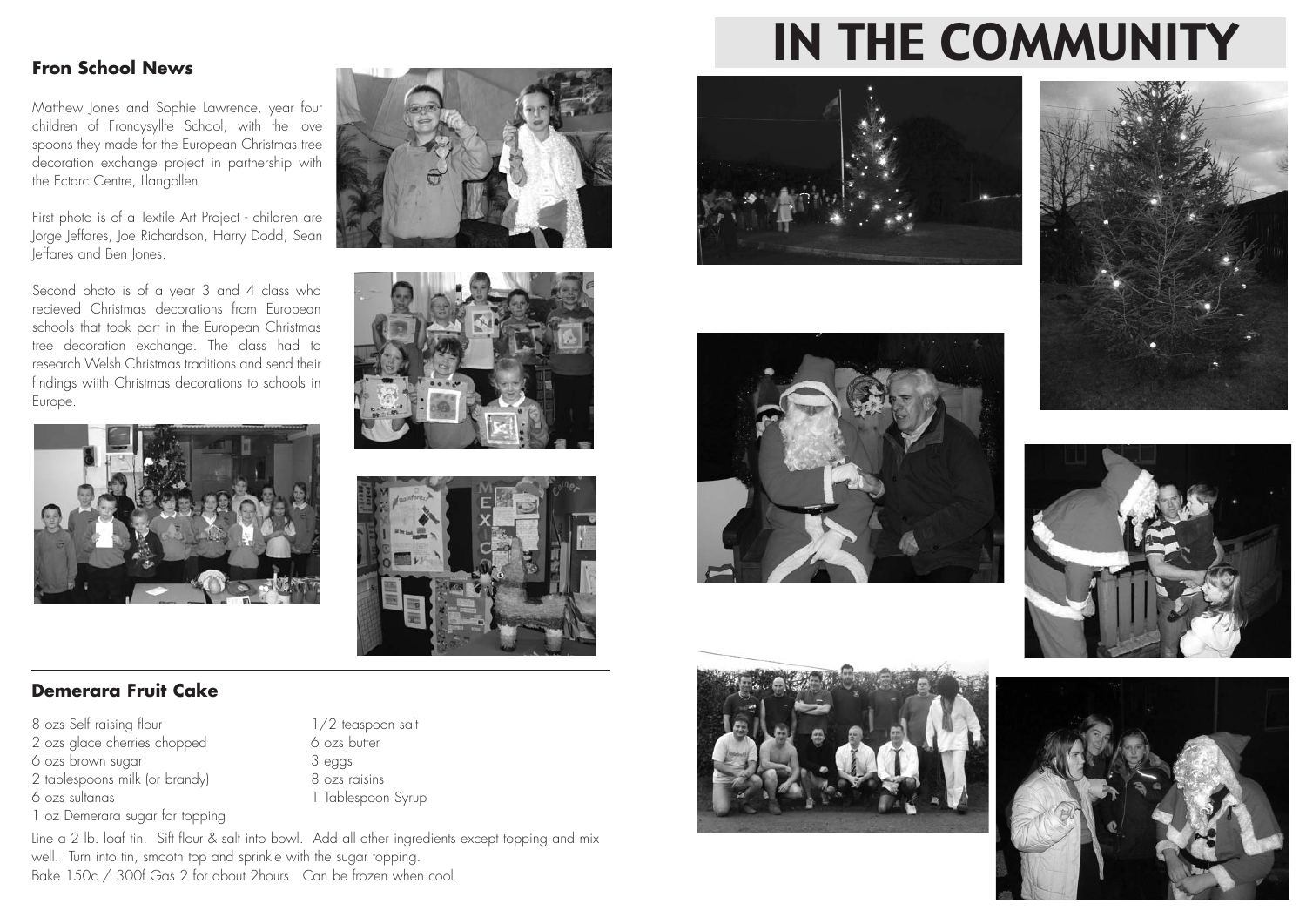# IN THE COMMUNITY

## Fron School News

Matthew Jones and Sophie Lawrence, year four children of Froncysyllte School, with the love spoons they made for the European Christmas tree decoration exchange project in partnership with the Ectarc Centre, Llangollen.

First photo is of a Textile Art Project - children are Jorge Jeffares, Joe Richardson, Harry Dodd, Sean Jeffares and Ben Jones.

Second photo is of a year 3 and 4 class who recieved Christmas decorations from European schools that took part in the European Christmas tree decoration exchange. The class had to research Welsh Christmas traditions and send their findings wiith Christmas decorations to schools in Europe.

## Demerara Fruit Cake

- 8 ozs Self raising flour
- 2 ozs glace cherries chopped
- 6 ozs brown sugar
- 2 tablespoons milk (or brandy)
- 6 ozs sultanas
- 1 oz Demerara sugar for topping
- 1/2 teaspoon salt
- 6 ozs butter
- 3 eggs
- 8 ozs raisins
- 1 Tablespoon Syrup

Line a 2 lb. loaf tin. Sift flour & salt into bowl. Add all other ingredients except topping and mix well. Turn into tin, smooth top and sprinkle with the sugar topping.
Bake 150c / 300f Gas 2 for about 2hours. Can be frozen when cool.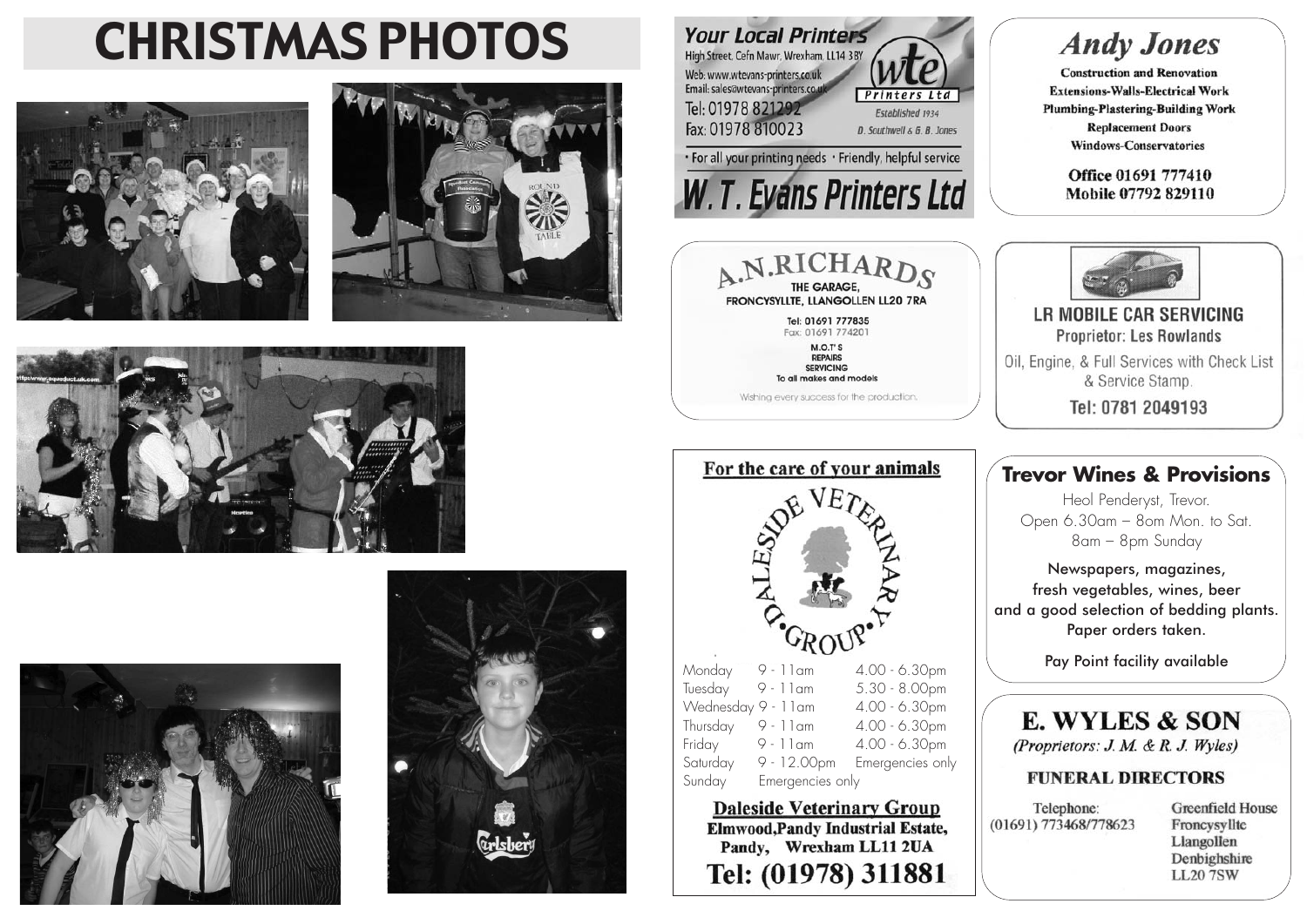# CHRISTMAS PHOTOS

**Your Local Printers**

High Street, Cefn Mawr, Wrexham, LL14 3BY

Web: www.wtevans-printers.co.uk
Email: sales@wtevans-printers.co.uk
Tel: 01978 821292
Fax: 01978 810023

wte Printers Ltd
Established 1934
D. Southwell & G. B. Jones

• For all your printing needs • Friendly, helpful service

**W. T. Evans Printers Ltd**

---

## Andy Jones

**Construction and Renovation**
**Extensions-Walls-Electrical Work**
**Plumbing-Plastering-Building Work**
**Replacement Doors**
**Windows-Conservatories**

**Office 01691 777410**
**Mobile 07792 829110**

---

## A.N.RICHARDS

**THE GARAGE,**
**FRONCYSYLLTE, LLANGOLLEN LL20 7RA**

Tel: 01691 777835
Fax: 01691 774201

**M.O.T'S**
**REPAIRS**
**SERVICING**
**To all makes and models**

Wishing every success for the production.

---

## LR MOBILE CAR SERVICING

**Proprietor: Les Rowlands**

Oil, Engine, & Full Services with Check List & Service Stamp.

**Tel: 0781 2049193**

---

**For the care of your animals**

DALESIDE VETERINARY GROUP

| | | |
|---|---|---|
| Monday | 9 - 11am | 4.00 - 6.30pm |
| Tuesday | 9 - 11am | 5.30 - 8.00pm |
| Wednesday | 9 - 11am | 4.00 - 6.30pm |
| Thursday | 9 - 11am | 4.00 - 6.30pm |
| Friday | 9 - 11am | 4.00 - 6.30pm |
| Saturday | 9 - 12.00pm | Emergencies only |
| Sunday | Emergencies only | |

**Daleside Veterinary Group**
**Elmwood,Pandy Industrial Estate,**
**Pandy, Wrexham LL11 2UA**
**Tel: (01978) 311881**

---

## Trevor Wines & Provisions

Heol Penderyst, Trevor.
Open 6.30am – 8om Mon. to Sat.
8am – 8pm Sunday

Newspapers, magazines,
fresh vegetables, wines, beer
and a good selection of bedding plants.
Paper orders taken.

Pay Point facility available

---

## E. WYLES & SON

*(Proprietors: J. M. & R. J. Wyles)*

**FUNERAL DIRECTORS**

Telephone:
(01691) 773468/778623

Greenfield House
Froncysyllte
Llangollen
Denbighshire
LL20 7SW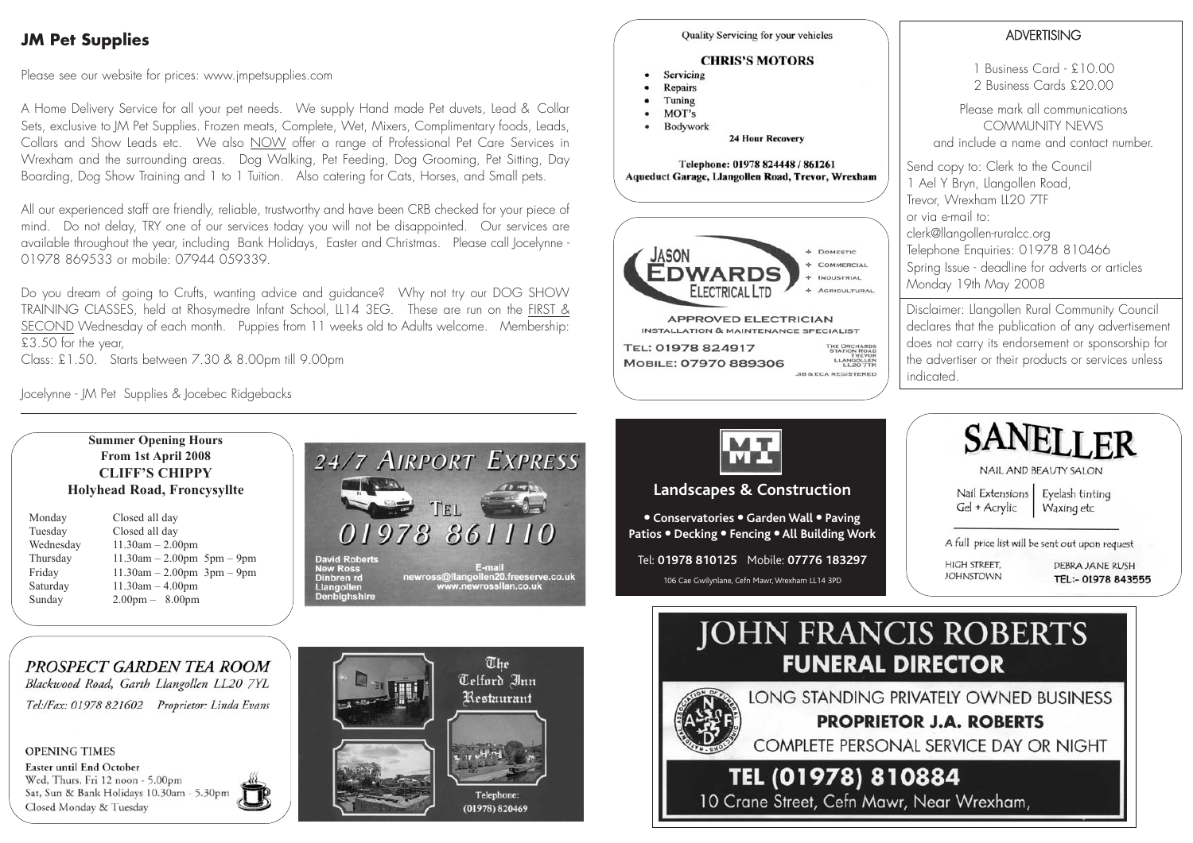## JM Pet Supplies

Please see our website for prices: www.jmpetsupplies.com

A Home Delivery Service for all your pet needs. We supply Hand made Pet duvets, Lead & Collar Sets, exclusive to JM Pet Supplies. Frozen meats, Complete, Wet, Mixers, Complimentary foods, Leads, Collars and Show Leads etc. We also NOW offer a range of Professional Pet Care Services in Wrexham and the surrounding areas. Dog Walking, Pet Feeding, Dog Grooming, Pet Sitting, Day Boarding, Dog Show Training and 1 to 1 Tuition. Also catering for Cats, Horses, and Small pets.

All our experienced staff are friendly, reliable, trustworthy and have been CRB checked for your piece of mind. Do not delay, TRY one of our services today you will not be disappointed. Our services are available throughout the year, including Bank Holidays, Easter and Christmas. Please call Jocelynne - 01978 869533 or mobile: 07944 059339.

Do you dream of going to Crufts, wanting advice and guidance? Why not try our DOG SHOW TRAINING CLASSES, held at Rhosymedre Infant School, LL14 3EG. These are run on the FIRST & SECOND Wednesday of each month. Puppies from 11 weeks old to Adults welcome. Membership: £3.50 for the year,
Class: £1.50. Starts between 7.30 & 8.00pm till 9.00pm

Jocelynne - JM Pet Supplies & Jocebec Ridgebacks

---

**Summer Opening Hours**
**From 1st April 2008**
**CLIFF'S CHIPPY**
**Holyhead Road, Froncysyllte**

| | |
|---|---|
| Monday | Closed all day |
| Tuesday | Closed all day |
| Wednesday | 11.30am – 2.00pm |
| Thursday | 11.30am – 2.00pm 5pm – 9pm |
| Friday | 11.30am – 2.00pm 3pm – 9pm |
| Saturday | 11.30am – 4.00pm |
| Sunday | 2.00pm – 8.00pm |

---

*24/7 AIRPORT EXPRESS*

TEL 01978 861110

David Roberts
New Ross
Dinbren rd
Llangollen
Denbighshire

E-mail
newross@llangollen20.freeserve.co.uk
www.newrossllan.co.uk

---

*PROSPECT GARDEN TEA ROOM*
*Blackwood Road, Garth Llangollen LL20 7YL*
*Tel:/Fax: 01978 821602 Proprietor: Linda Evans*

OPENING TIMES
Easter until End October
Wed, Thurs, Fri 12 noon - 5.00pm
Sat, Sun & Bank Holidays 10.30am - 5.30pm
Closed Monday & Tuesday

---

The Telford Inn Restaurant

Telephone:
(01978) 820469

---

Quality Servicing for your vehicles

**CHRIS'S MOTORS**

- Servicing
- Repairs
- Tuning
- MOT's
- Bodywork

**24 Hour Recovery**

**Telephone: 01978 824448 / 861261**
**Aqueduct Garage, Llangollen Road, Trevor, Wrexham**

---

**JASON EDWARDS ELECTRICAL LTD**

- Domestic
- Commercial
- Industrial
- Agricultural

APPROVED ELECTRICIAN
INSTALLATION & MAINTENANCE SPECIALIST

TEL: 01978 824917
MOBILE: 07970 889306

The Orchards
Station Road
Trevor
Llangollen
LL20 7TR

JIB & ECA REGISTERED

---

MI

**Landscapes & Construction**

**• Conservatories • Garden Wall • Paving Patios • Decking • Fencing • All Building Work**

Tel: **01978 810125** Mobile: **07776 183297**

106 Cae Gwilynlane, Cefn Mawr, Wrexham LL14 3PD

---

ADVERTISING

1 Business Card - £10.00
2 Business Cards £20.00

Please mark all communications
COMMUNITY NEWS
and include a name and contact number.

Send copy to: Clerk to the Council
1 Ael Y Bryn, Llangollen Road,
Trevor, Wrexham LL20 7TF
or via e-mail to:
clerk@llangollen-ruralcc.org
Telephone Enquiries: 01978 810466
Spring Issue - deadline for adverts or articles
Monday 19th May 2008

Disclaimer: Llangollen Rural Community Council declares that the publication of any advertisement does not carry its endorsement or sponsorship for the advertiser or their products or services unless indicated.

---

**SANELLER**
NAIL AND BEAUTY SALON

Nail Extensions Gel + Acrylic | Eyelash tinting Waxing etc

A full price list will be sent out upon request

HIGH STREET, JOHNSTOWN

DEBRA JANE RUSH
TEL:- 01978 843555

---

# JOHN FRANCIS ROBERTS
## FUNERAL DIRECTOR

LONG STANDING PRIVATELY OWNED BUSINESS
**PROPRIETOR J.A. ROBERTS**
COMPLETE PERSONAL SERVICE DAY OR NIGHT

**TEL (01978) 810884**
10 Crane Street, Cefn Mawr, Near Wrexham,